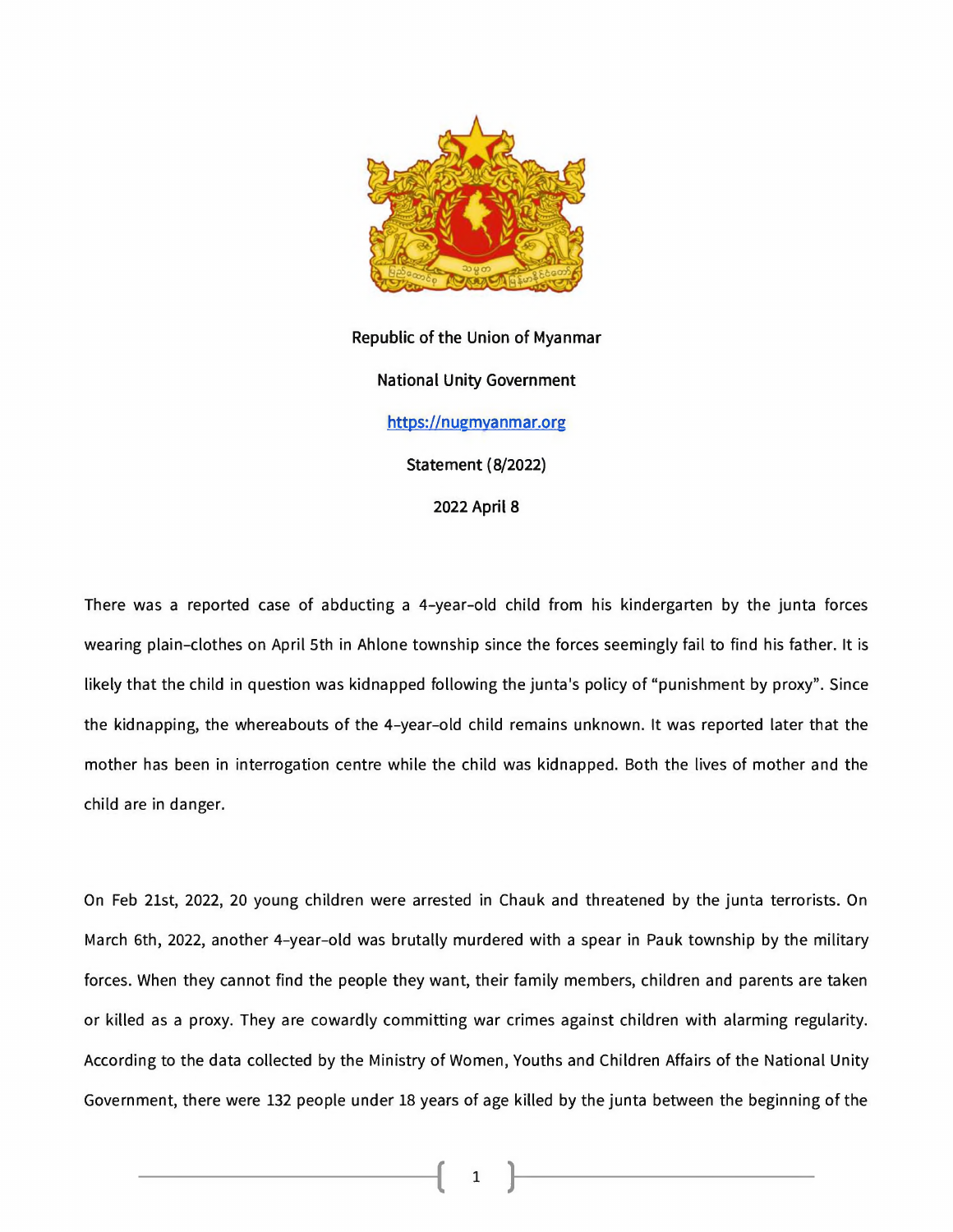**Republic of the Union of Myanmar**

**National Unity Government**

https://nugmyanmar.org

**Statement (8/2022)**

**2022 April 8**

There was a reported case of abducting a 4-year-old child from his kindergarten by the junta forces wearing plain-clothes on April 5th in Ahlone township since the forces seemingly fail to find his father. It is likely that the child in question was kidnapped following the junta's policy of "punishment by proxy". Since the kidnapping, the whereabouts of the 4-year-old child remains unknown. It was reported later that the mother has been in interrogation centre while the child was kidnapped. Both the lives of mother and the child are in danger.

On Feb 21st, 2022, 20 young children were arrested in Chauk and threatened by the junta terrorists. On March 6th, 2022, another 4-year-old was brutally murdered with a spear in Pauk township by the military forces. When they cannot find the people they want, their family members, children and parents are taken or killed as a proxy. They are cowardly committing war crimes against children with alarming regularity. According to the data collected by the Ministry of Women, Youths and Children Affairs of the National Unity Government, there were 132 people under 18 years of age killed by the junta between the beginning of the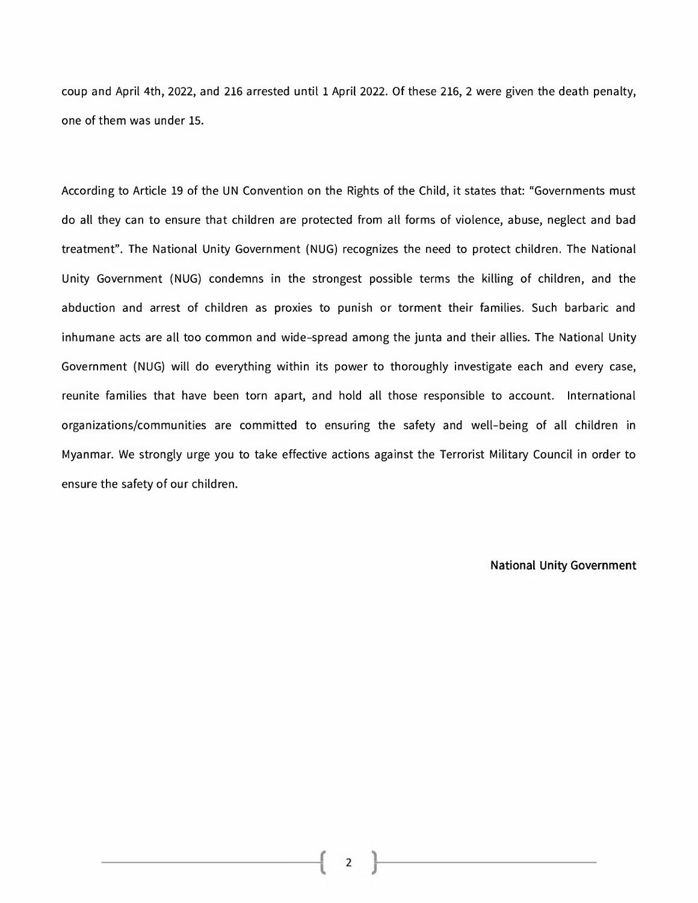coup and April 4th, 2022, and 216 arrested until 1 April 2022. Of these 216, 2 were given the death penalty, one of them was under 15.

According to Article 19 of the UN Convention on the Rights of the Child, it states that: "Governments must do all they can to ensure that children are protected from all forms of violence, abuse, neglect and bad treatment". The National Unity Government (NUG) recognizes the need to protect children. The National Unity Government (NUG) condemns in the strongest possible terms the killing of children, and the abduction and arrest of children as proxies to punish or torment their families. Such barbaric and inhumane acts are all too common and wide-spread among the junta and their allies. The National Unity Government (NUG) will do everything within its power to thoroughly investigate each and every case, reunite families that have been torn apart, and hold all those responsible to account. International organizations/communities are committed to ensuring the safety and well-being of all children in Myanmar. We strongly urge you to take effective actions against the Terrorist Military Council in order to ensure the safety of our children.

**National Unity Government**